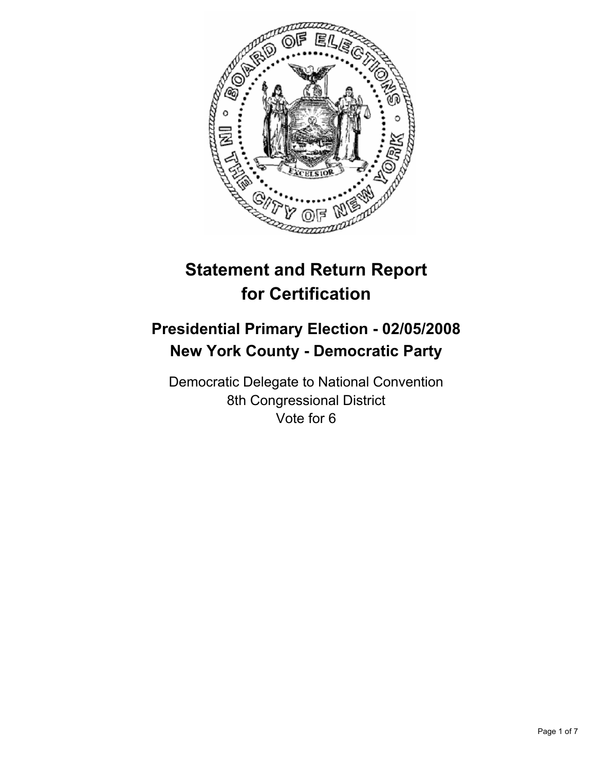# Statement and Return Report for Certification

## Presidential Primary Election - 02/05/2008
## New York County - Democratic Party

Democratic Delegate to National Convention
8th Congressional District
Vote for 6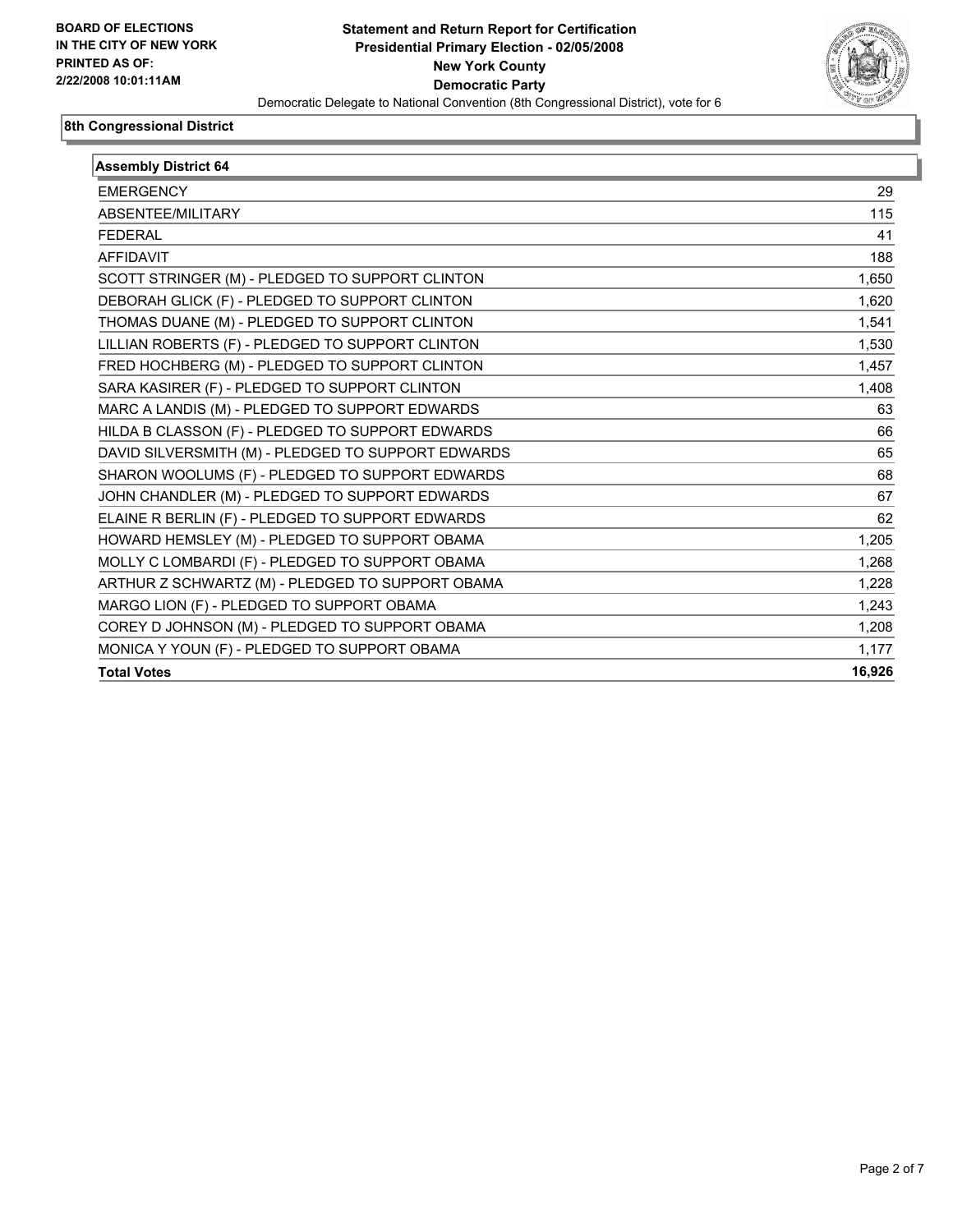BOARD OF ELECTIONS
IN THE CITY OF NEW YORK
PRINTED AS OF:
2/22/2008 10:01:11AM

# Statement and Return Report for Certification
## Presidential Primary Election - 02/05/2008
## New York County
## Democratic Party

Democratic Delegate to National Convention (8th Congressional District), vote for 6

### 8th Congressional District

| Assembly District 64 | |
|---|---|
| EMERGENCY | 29 |
| ABSENTEE/MILITARY | 115 |
| FEDERAL | 41 |
| AFFIDAVIT | 188 |
| SCOTT STRINGER (M) - PLEDGED TO SUPPORT CLINTON | 1,650 |
| DEBORAH GLICK (F) - PLEDGED TO SUPPORT CLINTON | 1,620 |
| THOMAS DUANE (M) - PLEDGED TO SUPPORT CLINTON | 1,541 |
| LILLIAN ROBERTS (F) - PLEDGED TO SUPPORT CLINTON | 1,530 |
| FRED HOCHBERG (M) - PLEDGED TO SUPPORT CLINTON | 1,457 |
| SARA KASIRER (F) - PLEDGED TO SUPPORT CLINTON | 1,408 |
| MARC A LANDIS (M) - PLEDGED TO SUPPORT EDWARDS | 63 |
| HILDA B CLASSON (F) - PLEDGED TO SUPPORT EDWARDS | 66 |
| DAVID SILVERSMITH (M) - PLEDGED TO SUPPORT EDWARDS | 65 |
| SHARON WOOLUMS (F) - PLEDGED TO SUPPORT EDWARDS | 68 |
| JOHN CHANDLER (M) - PLEDGED TO SUPPORT EDWARDS | 67 |
| ELAINE R BERLIN (F) - PLEDGED TO SUPPORT EDWARDS | 62 |
| HOWARD HEMSLEY (M) - PLEDGED TO SUPPORT OBAMA | 1,205 |
| MOLLY C LOMBARDI (F) - PLEDGED TO SUPPORT OBAMA | 1,268 |
| ARTHUR Z SCHWARTZ (M) - PLEDGED TO SUPPORT OBAMA | 1,228 |
| MARGO LION (F) - PLEDGED TO SUPPORT OBAMA | 1,243 |
| COREY D JOHNSON (M) - PLEDGED TO SUPPORT OBAMA | 1,208 |
| MONICA Y YOUN (F) - PLEDGED TO SUPPORT OBAMA | 1,177 |
| **Total Votes** | **16,926** |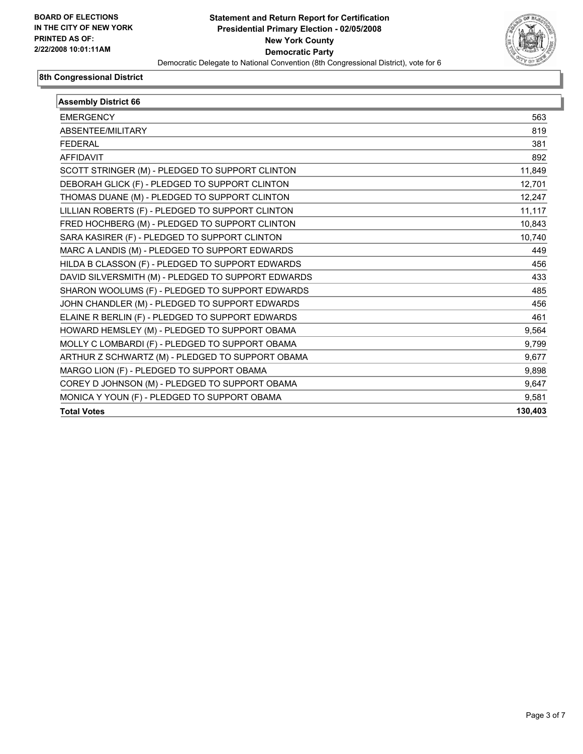**BOARD OF ELECTIONS IN THE CITY OF NEW YORK PRINTED AS OF: 2/22/2008 10:01:11AM**

# Statement and Return Report for Certification
## Presidential Primary Election - 02/05/2008
## New York County
## Democratic Party

Democratic Delegate to National Convention (8th Congressional District), vote for 6

### 8th Congressional District

| Assembly District 66 | |
|---|---|
| EMERGENCY | 563 |
| ABSENTEE/MILITARY | 819 |
| FEDERAL | 381 |
| AFFIDAVIT | 892 |
| SCOTT STRINGER (M) - PLEDGED TO SUPPORT CLINTON | 11,849 |
| DEBORAH GLICK (F) - PLEDGED TO SUPPORT CLINTON | 12,701 |
| THOMAS DUANE (M) - PLEDGED TO SUPPORT CLINTON | 12,247 |
| LILLIAN ROBERTS (F) - PLEDGED TO SUPPORT CLINTON | 11,117 |
| FRED HOCHBERG (M) - PLEDGED TO SUPPORT CLINTON | 10,843 |
| SARA KASIRER (F) - PLEDGED TO SUPPORT CLINTON | 10,740 |
| MARC A LANDIS (M) - PLEDGED TO SUPPORT EDWARDS | 449 |
| HILDA B CLASSON (F) - PLEDGED TO SUPPORT EDWARDS | 456 |
| DAVID SILVERSMITH (M) - PLEDGED TO SUPPORT EDWARDS | 433 |
| SHARON WOOLUMS (F) - PLEDGED TO SUPPORT EDWARDS | 485 |
| JOHN CHANDLER (M) - PLEDGED TO SUPPORT EDWARDS | 456 |
| ELAINE R BERLIN (F) - PLEDGED TO SUPPORT EDWARDS | 461 |
| HOWARD HEMSLEY (M) - PLEDGED TO SUPPORT OBAMA | 9,564 |
| MOLLY C LOMBARDI (F) - PLEDGED TO SUPPORT OBAMA | 9,799 |
| ARTHUR Z SCHWARTZ (M) - PLEDGED TO SUPPORT OBAMA | 9,677 |
| MARGO LION (F) - PLEDGED TO SUPPORT OBAMA | 9,898 |
| COREY D JOHNSON (M) - PLEDGED TO SUPPORT OBAMA | 9,647 |
| MONICA Y YOUN (F) - PLEDGED TO SUPPORT OBAMA | 9,581 |
| **Total Votes** | **130,403** |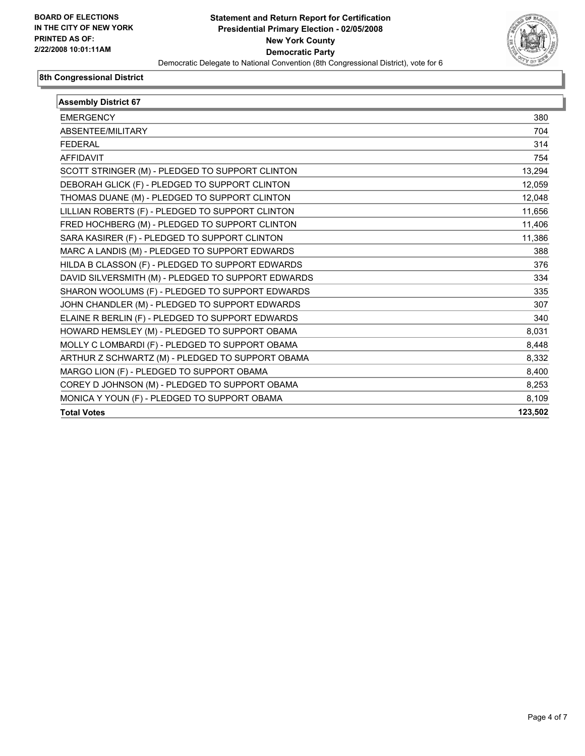**BOARD OF ELECTIONS IN THE CITY OF NEW YORK PRINTED AS OF: 2/22/2008 10:01:11AM**

# Statement and Return Report for Certification
## Presidential Primary Election - 02/05/2008
## New York County
## Democratic Party

Democratic Delegate to National Convention (8th Congressional District), vote for 6

### 8th Congressional District

| Assembly District 67 | |
|---|---|
| EMERGENCY | 380 |
| ABSENTEE/MILITARY | 704 |
| FEDERAL | 314 |
| AFFIDAVIT | 754 |
| SCOTT STRINGER (M) - PLEDGED TO SUPPORT CLINTON | 13,294 |
| DEBORAH GLICK (F) - PLEDGED TO SUPPORT CLINTON | 12,059 |
| THOMAS DUANE (M) - PLEDGED TO SUPPORT CLINTON | 12,048 |
| LILLIAN ROBERTS (F) - PLEDGED TO SUPPORT CLINTON | 11,656 |
| FRED HOCHBERG (M) - PLEDGED TO SUPPORT CLINTON | 11,406 |
| SARA KASIRER (F) - PLEDGED TO SUPPORT CLINTON | 11,386 |
| MARC A LANDIS (M) - PLEDGED TO SUPPORT EDWARDS | 388 |
| HILDA B CLASSON (F) - PLEDGED TO SUPPORT EDWARDS | 376 |
| DAVID SILVERSMITH (M) - PLEDGED TO SUPPORT EDWARDS | 334 |
| SHARON WOOLUMS (F) - PLEDGED TO SUPPORT EDWARDS | 335 |
| JOHN CHANDLER (M) - PLEDGED TO SUPPORT EDWARDS | 307 |
| ELAINE R BERLIN (F) - PLEDGED TO SUPPORT EDWARDS | 340 |
| HOWARD HEMSLEY (M) - PLEDGED TO SUPPORT OBAMA | 8,031 |
| MOLLY C LOMBARDI (F) - PLEDGED TO SUPPORT OBAMA | 8,448 |
| ARTHUR Z SCHWARTZ (M) - PLEDGED TO SUPPORT OBAMA | 8,332 |
| MARGO LION (F) - PLEDGED TO SUPPORT OBAMA | 8,400 |
| COREY D JOHNSON (M) - PLEDGED TO SUPPORT OBAMA | 8,253 |
| MONICA Y YOUN (F) - PLEDGED TO SUPPORT OBAMA | 8,109 |
| **Total Votes** | **123,502** |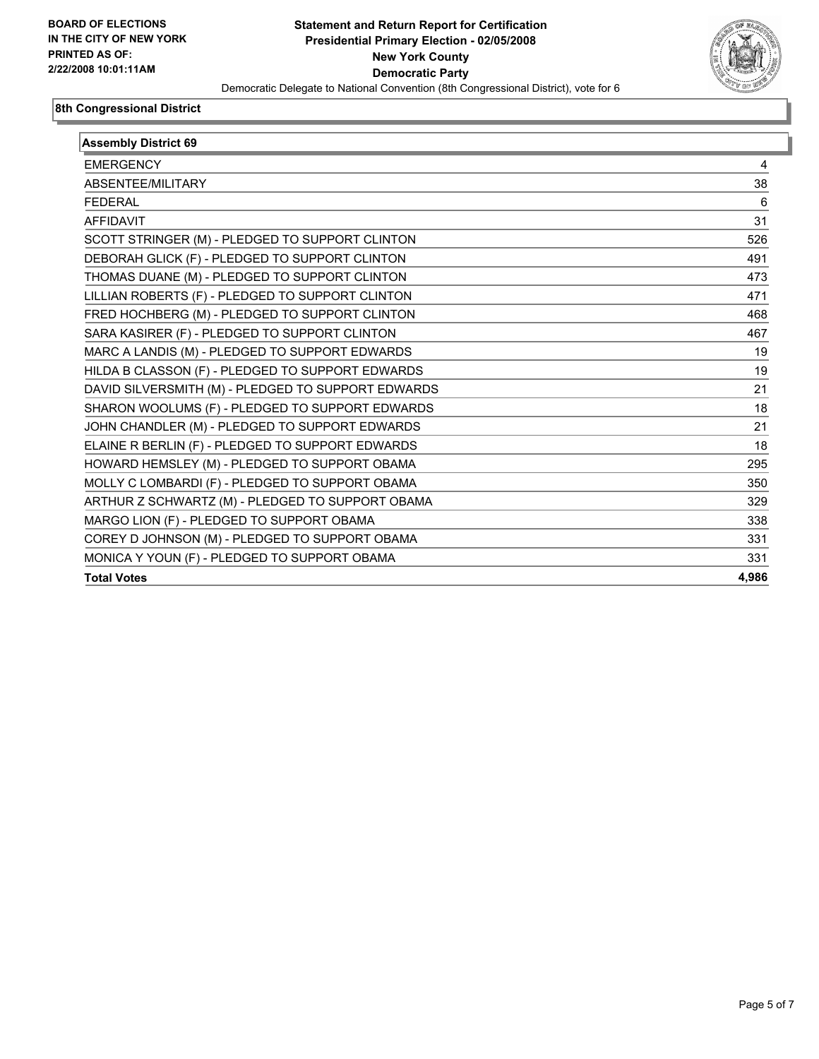**BOARD OF ELECTIONS IN THE CITY OF NEW YORK PRINTED AS OF: 2/22/2008 10:01:11AM**

# Statement and Return Report for Certification
## Presidential Primary Election - 02/05/2008
## New York County
## Democratic Party

Democratic Delegate to National Convention (8th Congressional District), vote for 6

### 8th Congressional District

| Assembly District 69 | |
|---|---|
| EMERGENCY | 4 |
| ABSENTEE/MILITARY | 38 |
| FEDERAL | 6 |
| AFFIDAVIT | 31 |
| SCOTT STRINGER (M) - PLEDGED TO SUPPORT CLINTON | 526 |
| DEBORAH GLICK (F) - PLEDGED TO SUPPORT CLINTON | 491 |
| THOMAS DUANE (M) - PLEDGED TO SUPPORT CLINTON | 473 |
| LILLIAN ROBERTS (F) - PLEDGED TO SUPPORT CLINTON | 471 |
| FRED HOCHBERG (M) - PLEDGED TO SUPPORT CLINTON | 468 |
| SARA KASIRER (F) - PLEDGED TO SUPPORT CLINTON | 467 |
| MARC A LANDIS (M) - PLEDGED TO SUPPORT EDWARDS | 19 |
| HILDA B CLASSON (F) - PLEDGED TO SUPPORT EDWARDS | 19 |
| DAVID SILVERSMITH (M) - PLEDGED TO SUPPORT EDWARDS | 21 |
| SHARON WOOLUMS (F) - PLEDGED TO SUPPORT EDWARDS | 18 |
| JOHN CHANDLER (M) - PLEDGED TO SUPPORT EDWARDS | 21 |
| ELAINE R BERLIN (F) - PLEDGED TO SUPPORT EDWARDS | 18 |
| HOWARD HEMSLEY (M) - PLEDGED TO SUPPORT OBAMA | 295 |
| MOLLY C LOMBARDI (F) - PLEDGED TO SUPPORT OBAMA | 350 |
| ARTHUR Z SCHWARTZ (M) - PLEDGED TO SUPPORT OBAMA | 329 |
| MARGO LION (F) - PLEDGED TO SUPPORT OBAMA | 338 |
| COREY D JOHNSON (M) - PLEDGED TO SUPPORT OBAMA | 331 |
| MONICA Y YOUN (F) - PLEDGED TO SUPPORT OBAMA | 331 |
| **Total Votes** | **4,986** |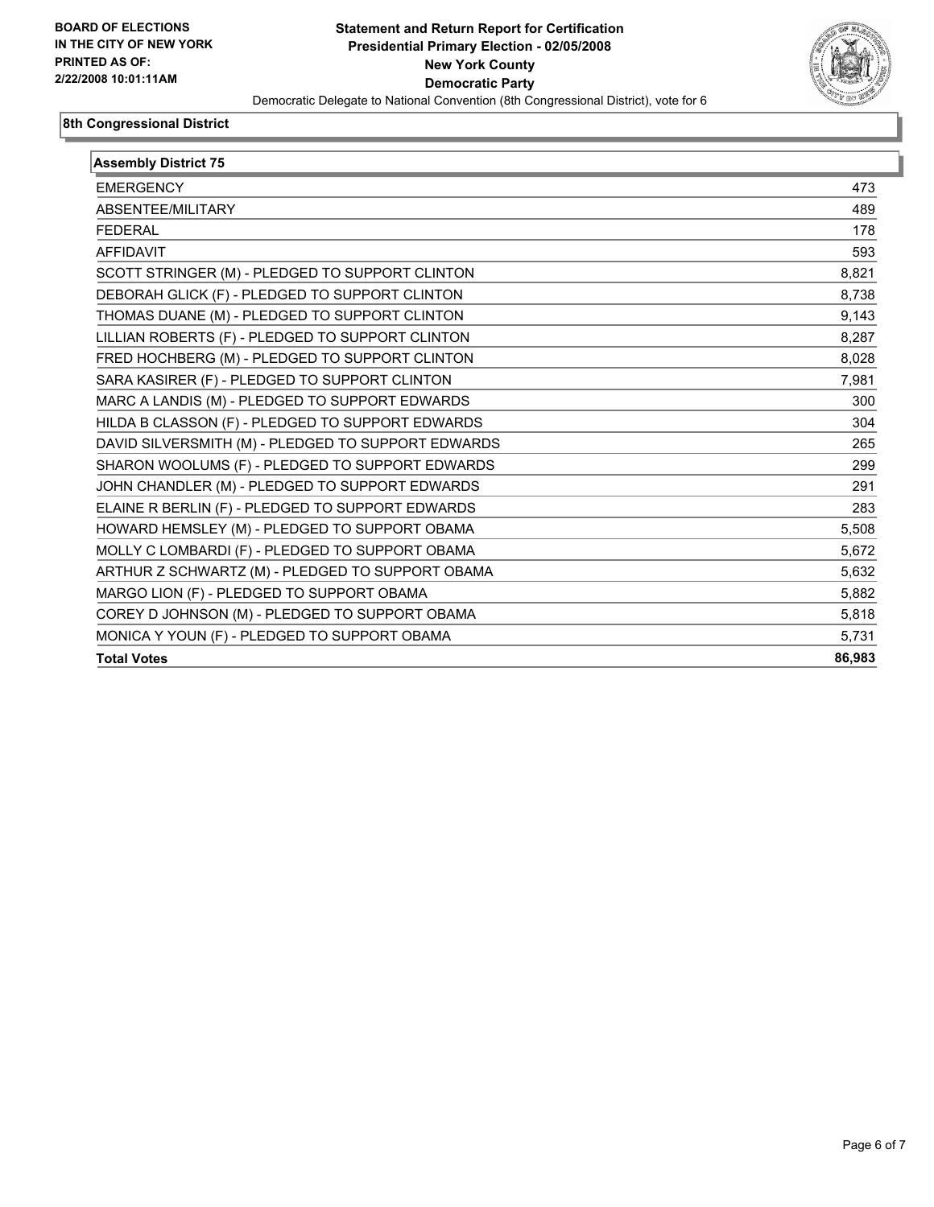BOARD OF ELECTIONS
IN THE CITY OF NEW YORK
PRINTED AS OF:
2/22/2008 10:01:11AM

# Statement and Return Report for Certification
## Presidential Primary Election - 02/05/2008
## New York County
## Democratic Party

Democratic Delegate to National Convention (8th Congressional District), vote for 6

### 8th Congressional District

| Assembly District 75 | |
|---|---|
| EMERGENCY | 473 |
| ABSENTEE/MILITARY | 489 |
| FEDERAL | 178 |
| AFFIDAVIT | 593 |
| SCOTT STRINGER (M) - PLEDGED TO SUPPORT CLINTON | 8,821 |
| DEBORAH GLICK (F) - PLEDGED TO SUPPORT CLINTON | 8,738 |
| THOMAS DUANE (M) - PLEDGED TO SUPPORT CLINTON | 9,143 |
| LILLIAN ROBERTS (F) - PLEDGED TO SUPPORT CLINTON | 8,287 |
| FRED HOCHBERG (M) - PLEDGED TO SUPPORT CLINTON | 8,028 |
| SARA KASIRER (F) - PLEDGED TO SUPPORT CLINTON | 7,981 |
| MARC A LANDIS (M) - PLEDGED TO SUPPORT EDWARDS | 300 |
| HILDA B CLASSON (F) - PLEDGED TO SUPPORT EDWARDS | 304 |
| DAVID SILVERSMITH (M) - PLEDGED TO SUPPORT EDWARDS | 265 |
| SHARON WOOLUMS (F) - PLEDGED TO SUPPORT EDWARDS | 299 |
| JOHN CHANDLER (M) - PLEDGED TO SUPPORT EDWARDS | 291 |
| ELAINE R BERLIN (F) - PLEDGED TO SUPPORT EDWARDS | 283 |
| HOWARD HEMSLEY (M) - PLEDGED TO SUPPORT OBAMA | 5,508 |
| MOLLY C LOMBARDI (F) - PLEDGED TO SUPPORT OBAMA | 5,672 |
| ARTHUR Z SCHWARTZ (M) - PLEDGED TO SUPPORT OBAMA | 5,632 |
| MARGO LION (F) - PLEDGED TO SUPPORT OBAMA | 5,882 |
| COREY D JOHNSON (M) - PLEDGED TO SUPPORT OBAMA | 5,818 |
| MONICA Y YOUN (F) - PLEDGED TO SUPPORT OBAMA | 5,731 |
| **Total Votes** | **86,983** |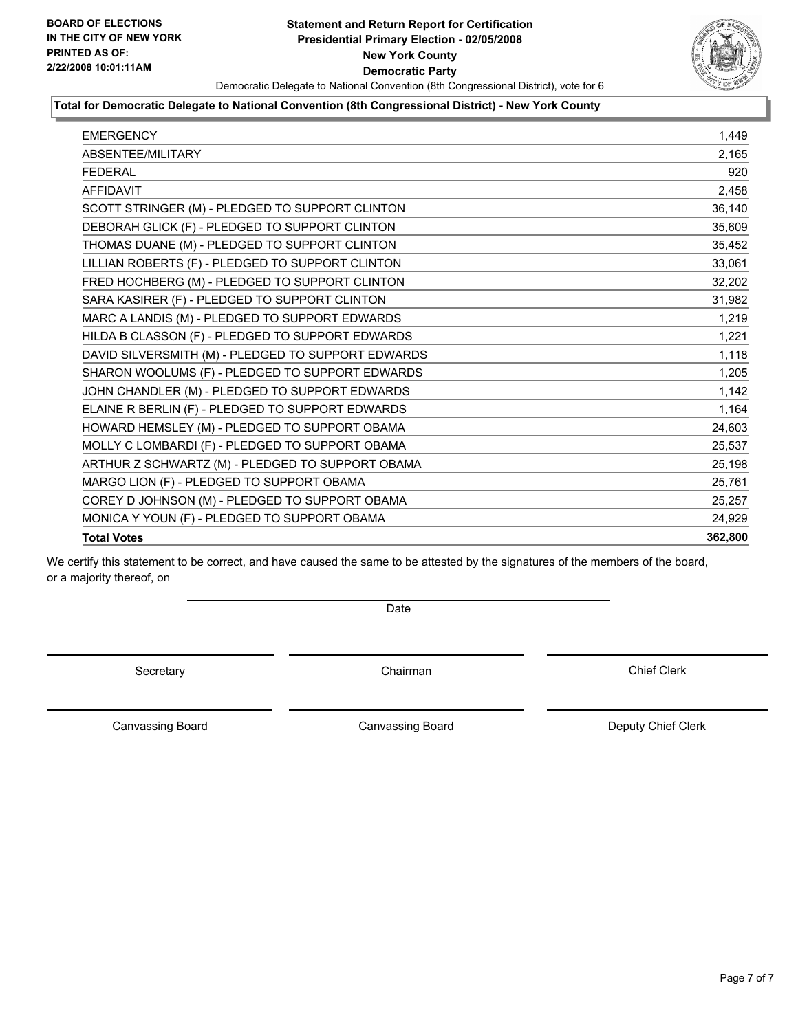**BOARD OF ELECTIONS IN THE CITY OF NEW YORK PRINTED AS OF: 2/22/2008 10:01:11AM**

**Statement and Return Report for Certification**
**Presidential Primary Election - 02/05/2008**
**New York County**
**Democratic Party**
Democratic Delegate to National Convention (8th Congressional District), vote for 6

**Total for Democratic Delegate to National Convention (8th Congressional District) - New York County**

| | |
|---|---|
| EMERGENCY | 1,449 |
| ABSENTEE/MILITARY | 2,165 |
| FEDERAL | 920 |
| AFFIDAVIT | 2,458 |
| SCOTT STRINGER (M) - PLEDGED TO SUPPORT CLINTON | 36,140 |
| DEBORAH GLICK (F) - PLEDGED TO SUPPORT CLINTON | 35,609 |
| THOMAS DUANE (M) - PLEDGED TO SUPPORT CLINTON | 35,452 |
| LILLIAN ROBERTS (F) - PLEDGED TO SUPPORT CLINTON | 33,061 |
| FRED HOCHBERG (M) - PLEDGED TO SUPPORT CLINTON | 32,202 |
| SARA KASIRER (F) - PLEDGED TO SUPPORT CLINTON | 31,982 |
| MARC A LANDIS (M) - PLEDGED TO SUPPORT EDWARDS | 1,219 |
| HILDA B CLASSON (F) - PLEDGED TO SUPPORT EDWARDS | 1,221 |
| DAVID SILVERSMITH (M) - PLEDGED TO SUPPORT EDWARDS | 1,118 |
| SHARON WOOLUMS (F) - PLEDGED TO SUPPORT EDWARDS | 1,205 |
| JOHN CHANDLER (M) - PLEDGED TO SUPPORT EDWARDS | 1,142 |
| ELAINE R BERLIN (F) - PLEDGED TO SUPPORT EDWARDS | 1,164 |
| HOWARD HEMSLEY (M) - PLEDGED TO SUPPORT OBAMA | 24,603 |
| MOLLY C LOMBARDI (F) - PLEDGED TO SUPPORT OBAMA | 25,537 |
| ARTHUR Z SCHWARTZ (M) - PLEDGED TO SUPPORT OBAMA | 25,198 |
| MARGO LION (F) - PLEDGED TO SUPPORT OBAMA | 25,761 |
| COREY D JOHNSON (M) - PLEDGED TO SUPPORT OBAMA | 25,257 |
| MONICA Y YOUN (F) - PLEDGED TO SUPPORT OBAMA | 24,929 |
| **Total Votes** | **362,800** |

We certify this statement to be correct, and have caused the same to be attested by the signatures of the members of the board, or a majority thereof, on

Date

Secretary | Chairman | Chief Clerk

Canvassing Board | Canvassing Board | Deputy Chief Clerk